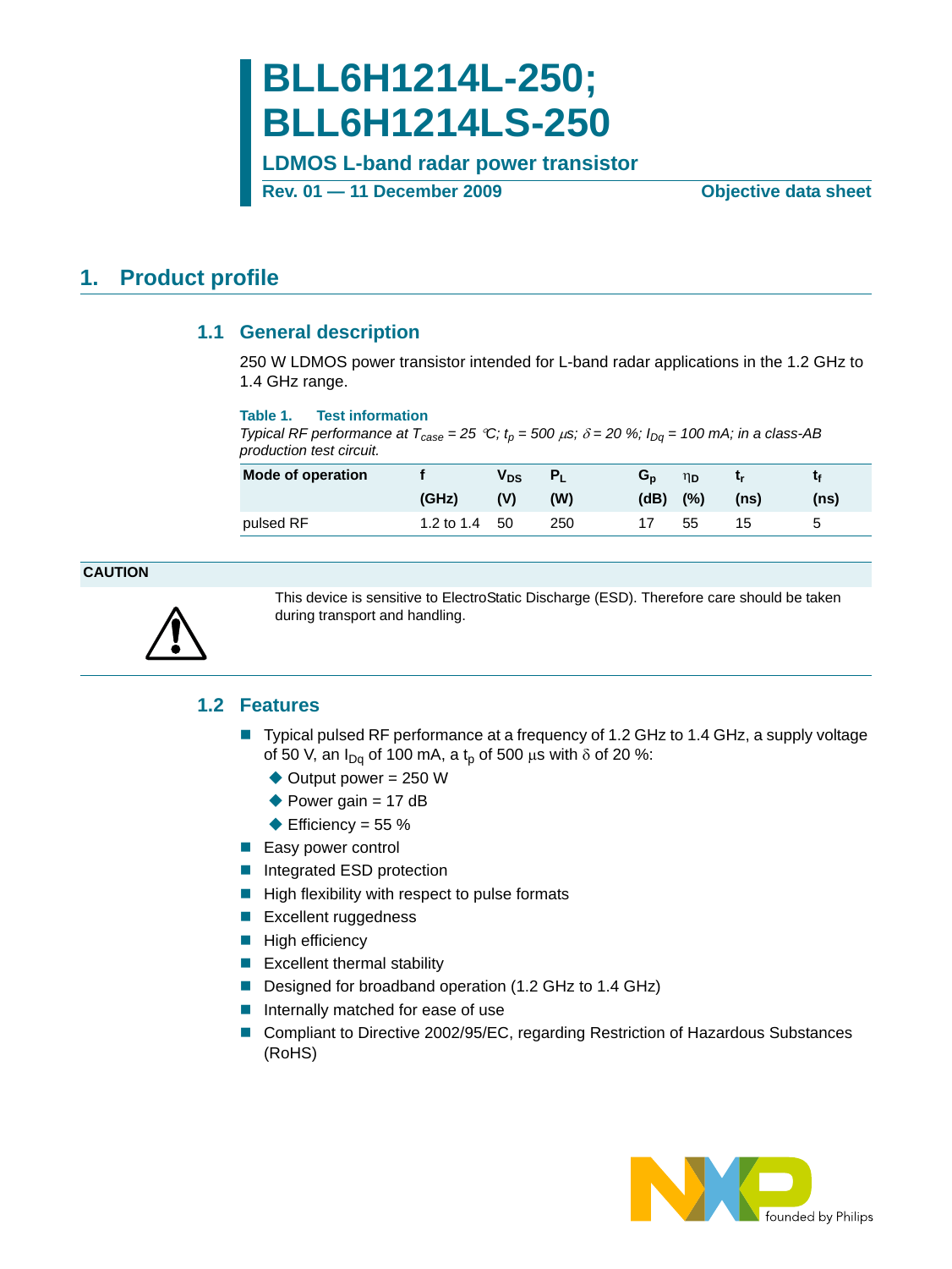# BLL6H1214L-250; BLL6H1214LS-250

**LDMOS L-band radar power transistor**

**Rev. 01 — 11 December 2009** **Objective data sheet**

## 1. Product profile

### 1.1 General description

250 W LDMOS power transistor intended for L-band radar applications in the 1.2 GHz to 1.4 GHz range.

**Table 1. Test information**

*Typical RF performance at $T_{case}$ = 25 °C; $t_p$ = 500 μs; δ = 20 %; $I_{Dq}$ = 100 mA; in a class-AB production test circuit.*

| Mode of operation | f (GHz) | $V_{DS}$ (V) | $P_L$ (W) | $G_p$ (dB) | $\eta_D$ (%) | $t_r$ (ns) | $t_f$ (ns) |
|---|---|---|---|---|---|---|---|
| pulsed RF | 1.2 to 1.4 | 50 | 250 | 17 | 55 | 15 | 5 |

**CAUTION**

This device is sensitive to ElectroStatic Discharge (ESD). Therefore care should be taken during transport and handling.

### 1.2 Features

- Typical pulsed RF performance at a frequency of 1.2 GHz to 1.4 GHz, a supply voltage of 50 V, an $I_{Dq}$ of 100 mA, a $t_p$ of 500 μs with δ of 20 %:
  - Output power = 250 W
  - Power gain = 17 dB
  - Efficiency = 55 %
- Easy power control
- Integrated ESD protection
- High flexibility with respect to pulse formats
- Excellent ruggedness
- High efficiency
- Excellent thermal stability
- Designed for broadband operation (1.2 GHz to 1.4 GHz)
- Internally matched for ease of use
- Compliant to Directive 2002/95/EC, regarding Restriction of Hazardous Substances (RoHS)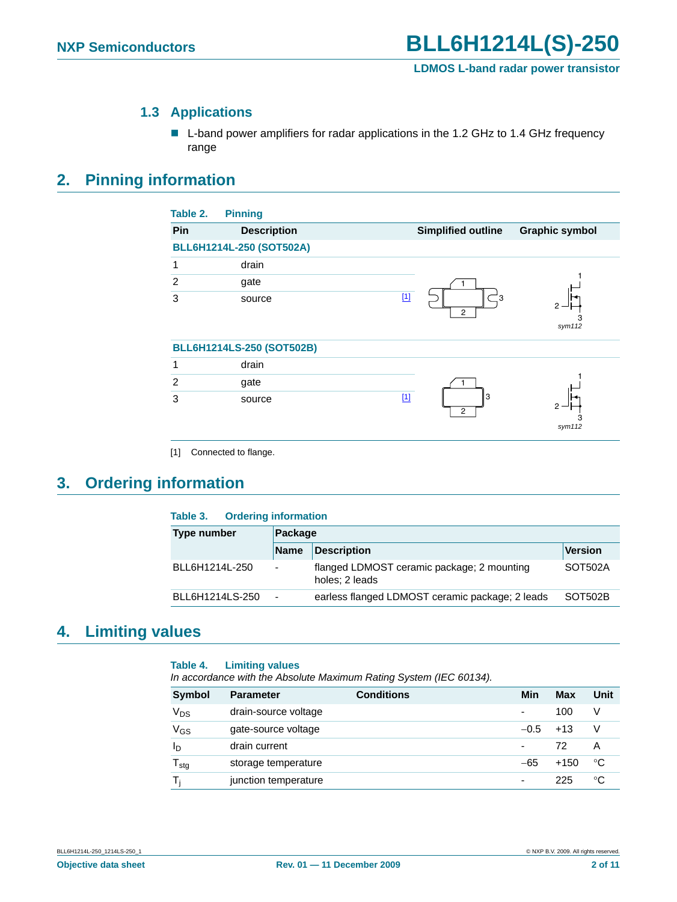### 1.3 Applications

- L-band power amplifiers for radar applications in the 1.2 GHz to 1.4 GHz frequency range

## 2. Pinning information

Table 2. Pinning

| Pin | Description | Simplified outline | Graphic symbol |
|---|---|---|---|
| **BLL6H1214L-250 (SOT502A)** | | | |
| 1 | drain | | |
| 2 | gate | | |
| 3 | source [1] | | sym112 |
| **BLL6H1214LS-250 (SOT502B)** | | | |
| 1 | drain | | |
| 2 | gate | | |
| 3 | source [1] | | sym112 |

[1] Connected to flange.

## 3. Ordering information

Table 3. Ordering information

| Type number | Package | | |
|---|---|---|---|
| | Name | Description | Version |
| BLL6H1214L-250 | - | flanged LDMOST ceramic package; 2 mounting holes; 2 leads | SOT502A |
| BLL6H1214LS-250 | - | earless flanged LDMOST ceramic package; 2 leads | SOT502B |

## 4. Limiting values

Table 4. Limiting values

*In accordance with the Absolute Maximum Rating System (IEC 60134).*

| Symbol | Parameter | Conditions | Min | Max | Unit |
|---|---|---|---|---|---|
| $V_{DS}$ | drain-source voltage | | - | 100 | V |
| $V_{GS}$ | gate-source voltage | | −0.5 | +13 | V |
| $I_D$ | drain current | | - | 72 | A |
| $T_{stg}$ | storage temperature | | −65 | +150 | °C |
| $T_j$ | junction temperature | | - | 225 | °C |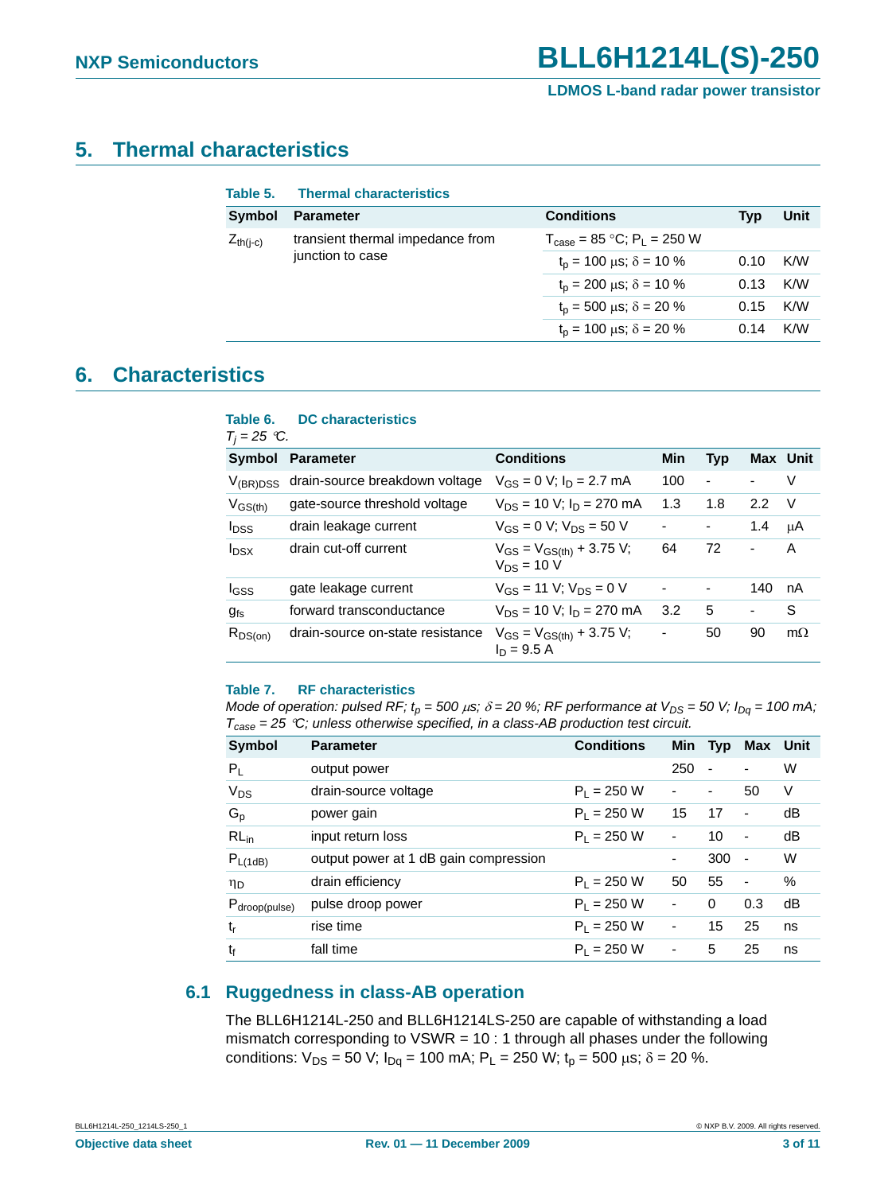## 5. Thermal characteristics

**Table 5. Thermal characteristics**

| Symbol | Parameter | Conditions | Typ | Unit |
|---|---|---|---|---|
| $Z_{th(j-c)}$ | transient thermal impedance from junction to case | $T_{case}$ = 85 °C; $P_L$ = 250 W | | |
| | | $t_p$ = 100 μs; δ = 10 % | 0.10 | K/W |
| | | $t_p$ = 200 μs; δ = 10 % | 0.13 | K/W |
| | | $t_p$ = 500 μs; δ = 20 % | 0.15 | K/W |
| | | $t_p$ = 100 μs; δ = 20 % | 0.14 | K/W |

## 6. Characteristics

**Table 6. DC characteristics**

*$T_j$ = 25 °C.*

| Symbol | Parameter | Conditions | Min | Typ | Max | Unit |
|---|---|---|---|---|---|---|
| $V_{(BR)DSS}$ | drain-source breakdown voltage | $V_{GS}$ = 0 V; $I_D$ = 2.7 mA | 100 | - | - | V |
| $V_{GS(th)}$ | gate-source threshold voltage | $V_{DS}$ = 10 V; $I_D$ = 270 mA | 1.3 | 1.8 | 2.2 | V |
| $I_{DSS}$ | drain leakage current | $V_{GS}$ = 0 V; $V_{DS}$ = 50 V | - | - | 1.4 | μA |
| $I_{DSX}$ | drain cut-off current | $V_{GS}$ = $V_{GS(th)}$ + 3.75 V; $V_{DS}$ = 10 V | 64 | 72 | - | A |
| $I_{GSS}$ | gate leakage current | $V_{GS}$ = 11 V; $V_{DS}$ = 0 V | - | - | 140 | nA |
| $g_{fs}$ | forward transconductance | $V_{DS}$ = 10 V; $I_D$ = 270 mA | 3.2 | 5 | - | S |
| $R_{DS(on)}$ | drain-source on-state resistance | $V_{GS}$ = $V_{GS(th)}$ + 3.75 V; $I_D$ = 9.5 A | - | 50 | 90 | mΩ |

**Table 7. RF characteristics**

*Mode of operation: pulsed RF; $t_p$ = 500 μs; δ = 20 %; RF performance at $V_{DS}$ = 50 V; $I_{Dq}$ = 100 mA; $T_{case}$ = 25 °C; unless otherwise specified, in a class-AB production test circuit.*

| Symbol | Parameter | Conditions | Min | Typ | Max | Unit |
|---|---|---|---|---|---|---|
| $P_L$ | output power | | 250 | - | - | W |
| $V_{DS}$ | drain-source voltage | $P_L$ = 250 W | - | - | 50 | V |
| $G_p$ | power gain | $P_L$ = 250 W | 15 | 17 | - | dB |
| $RL_{in}$ | input return loss | $P_L$ = 250 W | - | 10 | - | dB |
| $P_{L(1dB)}$ | output power at 1 dB gain compression | | - | 300 | - | W |
| $\eta_D$ | drain efficiency | $P_L$ = 250 W | 50 | 55 | - | % |
| $P_{droop(pulse)}$ | pulse droop power | $P_L$ = 250 W | - | 0 | 0.3 | dB |
| $t_r$ | rise time | $P_L$ = 250 W | - | 15 | 25 | ns |
| $t_f$ | fall time | $P_L$ = 250 W | - | 5 | 25 | ns |

### 6.1 Ruggedness in class-AB operation

The BLL6H1214L-250 and BLL6H1214LS-250 are capable of withstanding a load mismatch corresponding to VSWR = 10 : 1 through all phases under the following conditions: $V_{DS}$ = 50 V; $I_{Dq}$ = 100 mA; $P_L$ = 250 W; $t_p$ = 500 μs; δ = 20 %.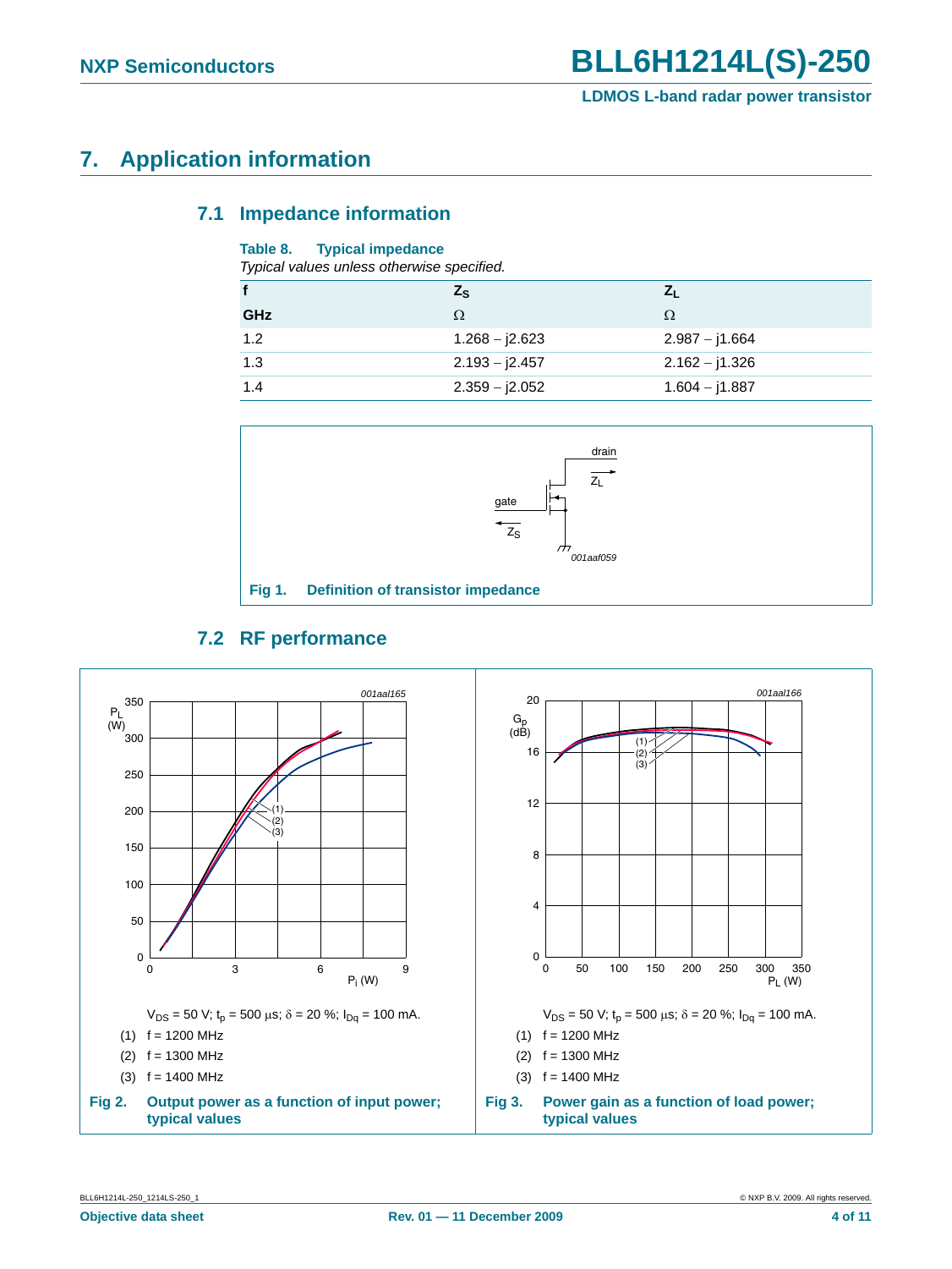## 7. Application information

### 7.1 Impedance information

**Table 8. Typical impedance**

*Typical values unless otherwise specified.*

| f | $Z_S$ | $Z_L$ |
|---|---|---|
| GHz | Ω | Ω |
| 1.2 | 1.268 – j2.623 | 2.987 – j1.664 |
| 1.3 | 2.193 – j2.457 | 2.162 – j1.326 |
| 1.4 | 2.359 – j2.052 | 1.604 – j1.887 |

**Fig 1. Definition of transistor impedance**

### 7.2 RF performance

$V_{DS}$ = 50 V; $t_p$ = 500 μs; δ = 20 %; $I_{Dq}$ = 100 mA.

(1) f = 1200 MHz

(2) f = 1300 MHz

(3) f = 1400 MHz

**Fig 2. Output power as a function of input power; typical values**

$V_{DS}$ = 50 V; $t_p$ = 500 μs; δ = 20 %; $I_{Dq}$ = 100 mA.

(1) f = 1200 MHz

(2) f = 1300 MHz

(3) f = 1400 MHz

**Fig 3. Power gain as a function of load power; typical values**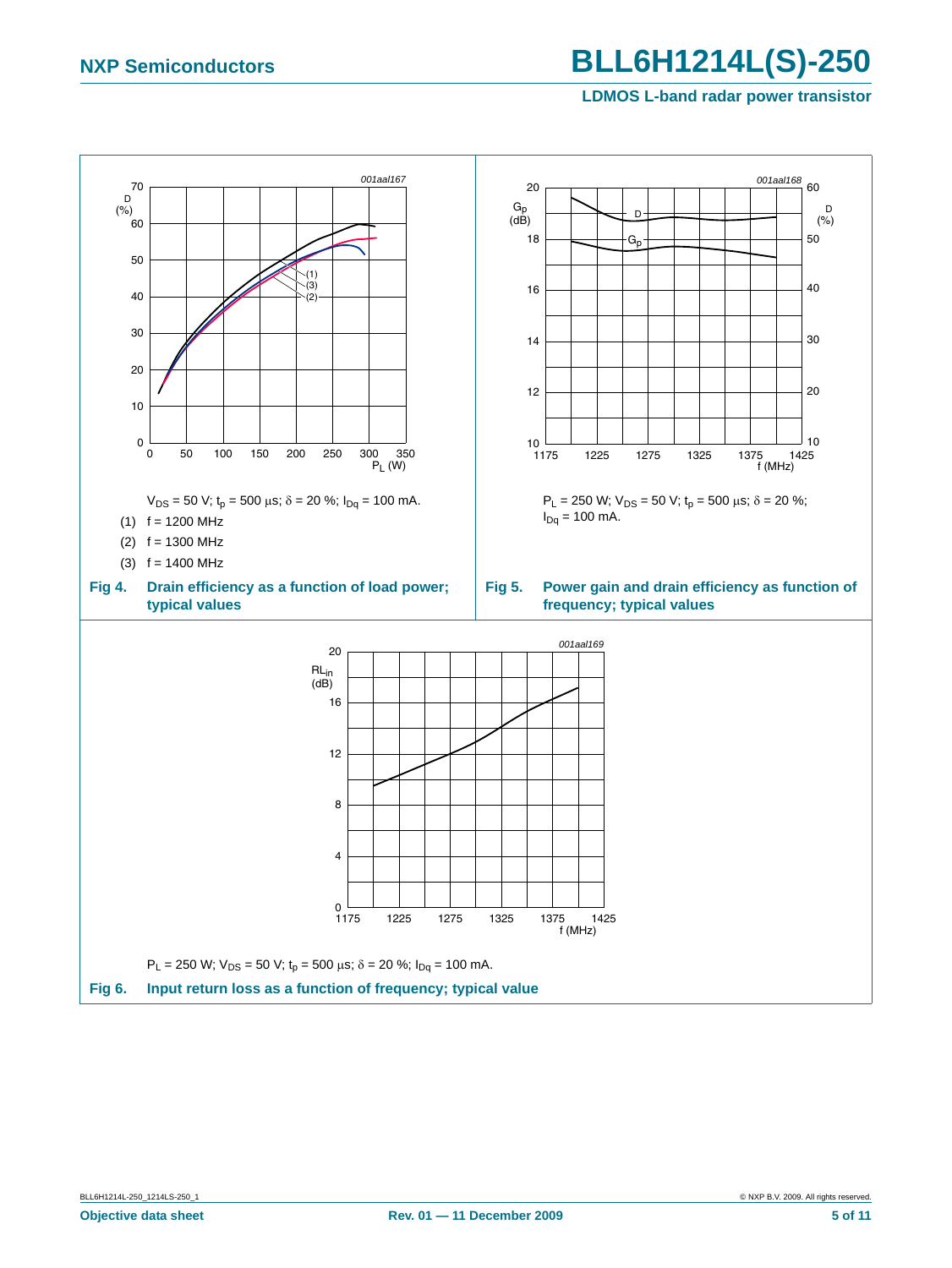$V_{DS}$ = 50 V; $t_p$ = 500 μs; δ = 20 %; $I_{Dq}$ = 100 mA.

(1) f = 1200 MHz

(2) f = 1300 MHz

(3) f = 1400 MHz

**Fig 4. Drain efficiency as a function of load power; typical values**

$P_L$ = 250 W; $V_{DS}$ = 50 V; $t_p$ = 500 μs; δ = 20 %; $I_{Dq}$ = 100 mA.

**Fig 5. Power gain and drain efficiency as function of frequency; typical values**

$P_L$ = 250 W; $V_{DS}$ = 50 V; $t_p$ = 500 μs; δ = 20 %; $I_{Dq}$ = 100 mA.

**Fig 6. Input return loss as a function of frequency; typical value**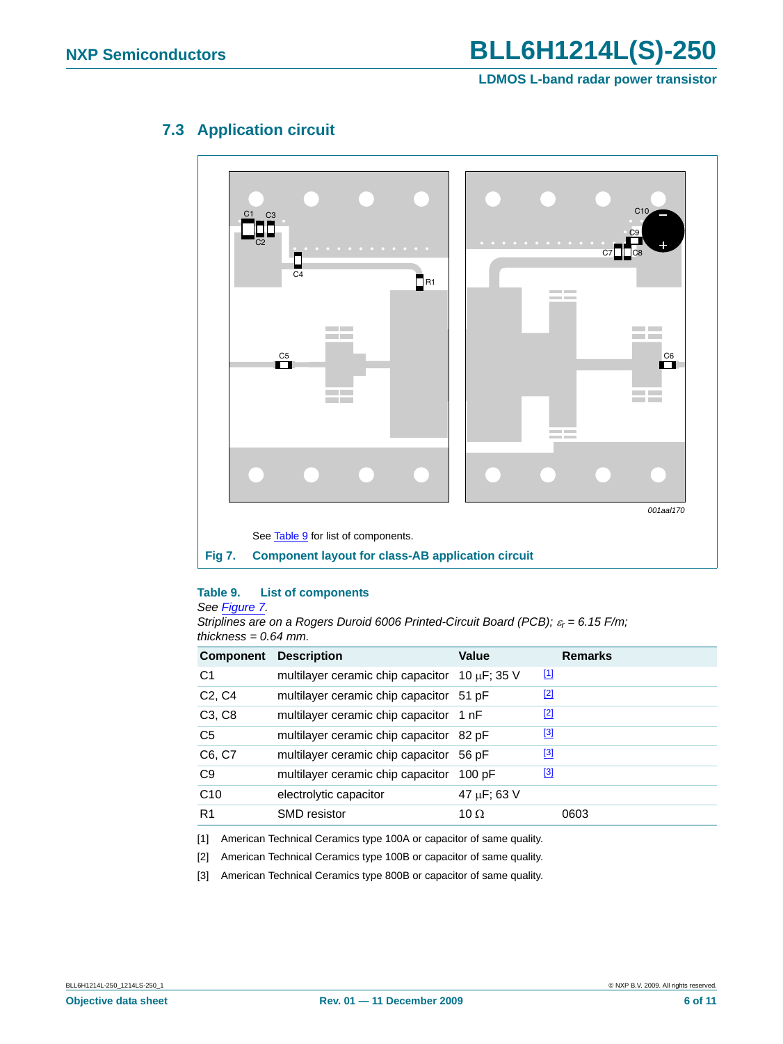## 7.3 Application circuit

001aal170

See Table 9 for list of components.

**Fig 7. Component layout for class-AB application circuit**

**Table 9. List of components**

*See Figure 7.*

*Striplines are on a Rogers Duroid 6006 Printed-Circuit Board (PCB); $\varepsilon_r$ = 6.15 F/m; thickness = 0.64 mm.*

| Component | Description | Value | | Remarks |
|---|---|---|---|---|
| C1 | multilayer ceramic chip capacitor | 10 μF; 35 V | [1] | |
| C2, C4 | multilayer ceramic chip capacitor | 51 pF | [2] | |
| C3, C8 | multilayer ceramic chip capacitor | 1 nF | [2] | |
| C5 | multilayer ceramic chip capacitor | 82 pF | [3] | |
| C6, C7 | multilayer ceramic chip capacitor | 56 pF | [3] | |
| C9 | multilayer ceramic chip capacitor | 100 pF | [3] | |
| C10 | electrolytic capacitor | 47 μF; 63 V | | |
| R1 | SMD resistor | 10 Ω | | 0603 |

[1] American Technical Ceramics type 100A or capacitor of same quality.

[2] American Technical Ceramics type 100B or capacitor of same quality.

[3] American Technical Ceramics type 800B or capacitor of same quality.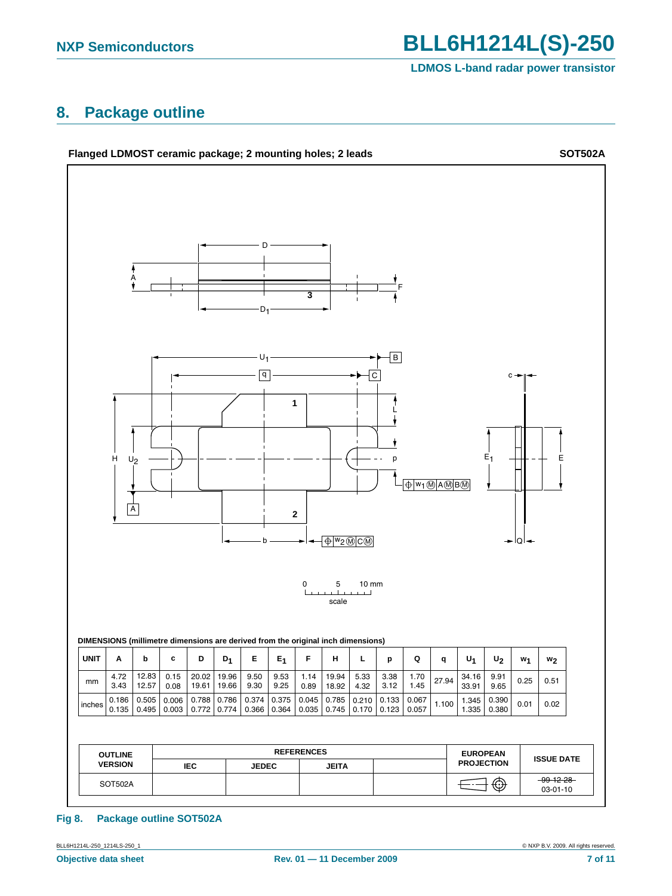## 8. Package outline

**Flanged LDMOST ceramic package; 2 mounting holes; 2 leads** **SOT502A**

0 5 10 mm
scale

DIMENSIONS (millimetre dimensions are derived from the original inch dimensions)

| UNIT | A | b | c | D | $D_1$ | E | $E_1$ | F | H | L | p | Q | q | $U_1$ | $U_2$ | $w_1$ | $w_2$ |
|---|---|---|---|---|---|---|---|---|---|---|---|---|---|---|---|---|---|
| mm | 4.72<br>3.43 | 12.83<br>12.57 | 0.15<br>0.08 | 20.02<br>19.61 | 19.96<br>19.66 | 9.50<br>9.30 | 9.53<br>9.25 | 1.14<br>0.89 | 19.94<br>18.92 | 5.33<br>4.32 | 3.38<br>3.12 | 1.70<br>1.45 | 27.94 | 34.16<br>33.91 | 9.91<br>9.65 | 0.25 | 0.51 |
| inches | 0.186<br>0.135 | 0.505<br>0.495 | 0.006<br>0.003 | 0.788<br>0.772 | 0.786<br>0.774 | 0.374<br>0.366 | 0.375<br>0.364 | 0.045<br>0.035 | 0.785<br>0.745 | 0.210<br>0.170 | 0.133<br>0.123 | 0.067<br>0.057 | 1.100 | 1.345<br>1.335 | 0.390<br>0.380 | 0.01 | 0.02 |

| OUTLINE VERSION | REFERENCES | | | | EUROPEAN PROJECTION | ISSUE DATE |
|---|---|---|---|---|---|---|
| | IEC | JEDEC | JEITA | | | |
| SOT502A | | | | | | ~~99-12-28~~<br>03-01-10 |

**Fig 8. Package outline SOT502A**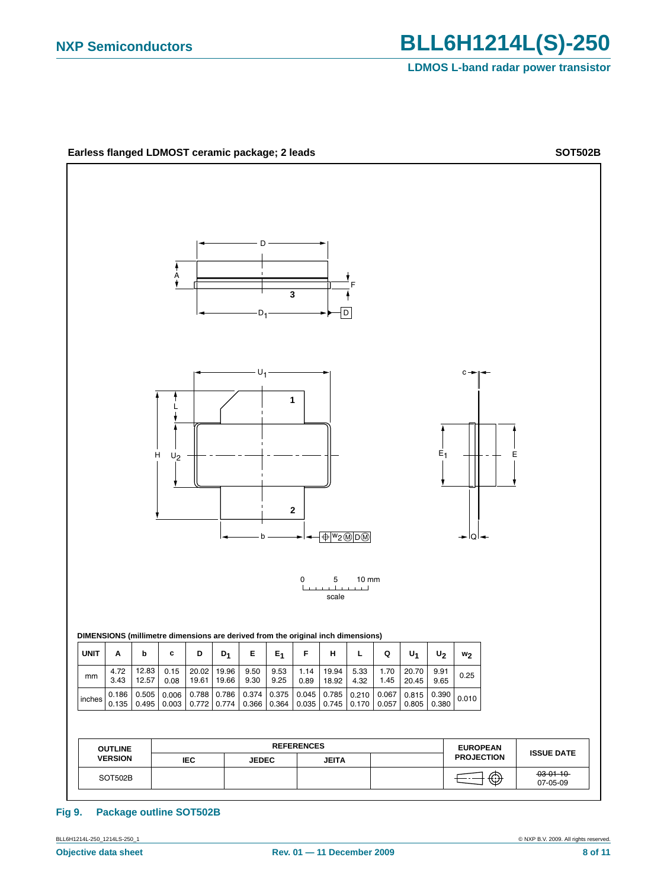**Earless flanged LDMOST ceramic package; 2 leads** **SOT502B**

0 5 10 mm

scale

**DIMENSIONS (millimetre dimensions are derived from the original inch dimensions)**

| UNIT | A | b | c | D | $D_1$ | E | $E_1$ | F | H | L | Q | $U_1$ | $U_2$ | $w_2$ |
|---|---|---|---|---|---|---|---|---|---|---|---|---|---|---|
| mm | 4.72<br>3.43 | 12.83<br>12.57 | 0.15<br>0.08 | 20.02<br>19.61 | 19.96<br>19.66 | 9.50<br>9.30 | 9.53<br>9.25 | 1.14<br>0.89 | 19.94<br>18.92 | 5.33<br>4.32 | 1.70<br>1.45 | 20.70<br>20.45 | 9.91<br>9.65 | 0.25 |
| inches | 0.186<br>0.135 | 0.505<br>0.495 | 0.006<br>0.003 | 0.788<br>0.772 | 0.786<br>0.774 | 0.374<br>0.366 | 0.375<br>0.364 | 0.045<br>0.035 | 0.785<br>0.745 | 0.210<br>0.170 | 0.067<br>0.057 | 0.815<br>0.805 | 0.390<br>0.380 | 0.010 |

| OUTLINE VERSION | REFERENCES | | | | EUROPEAN PROJECTION | ISSUE DATE |
|---|---|---|---|---|---|---|
| | IEC | JEDEC | JEITA | | | |
| SOT502B | | | | | | ~~03-01-10~~<br>07-05-09 |

**Fig 9. Package outline SOT502B**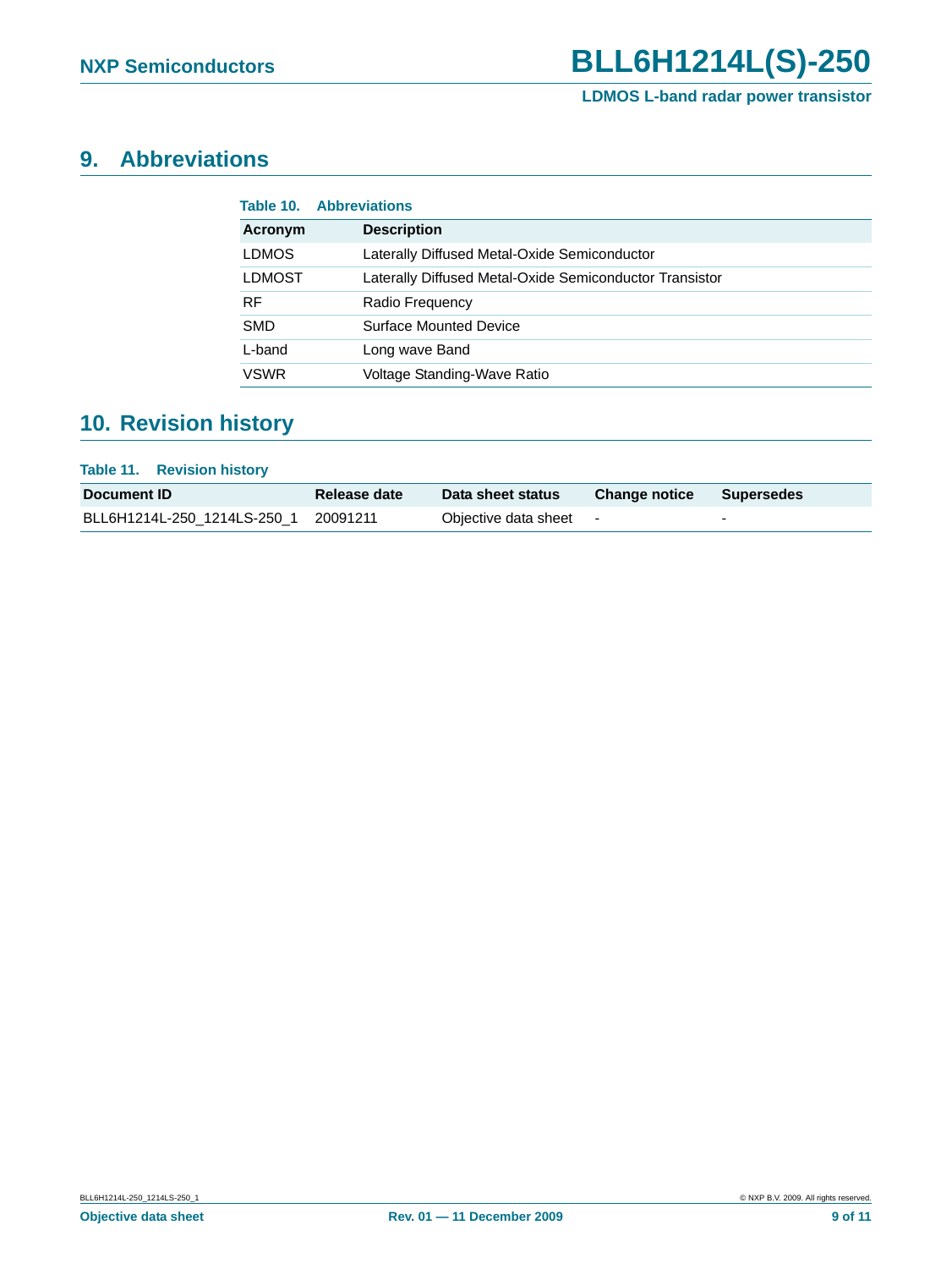## 9. Abbreviations

**Table 10. Abbreviations**

| Acronym | Description |
|---|---|
| LDMOS | Laterally Diffused Metal-Oxide Semiconductor |
| LDMOST | Laterally Diffused Metal-Oxide Semiconductor Transistor |
| RF | Radio Frequency |
| SMD | Surface Mounted Device |
| L-band | Long wave Band |
| VSWR | Voltage Standing-Wave Ratio |

## 10. Revision history

**Table 11. Revision history**

| Document ID | Release date | Data sheet status | Change notice | Supersedes |
|---|---|---|---|---|
| BLL6H1214L-250_1214LS-250_1 | 20091211 | Objective data sheet | - | - |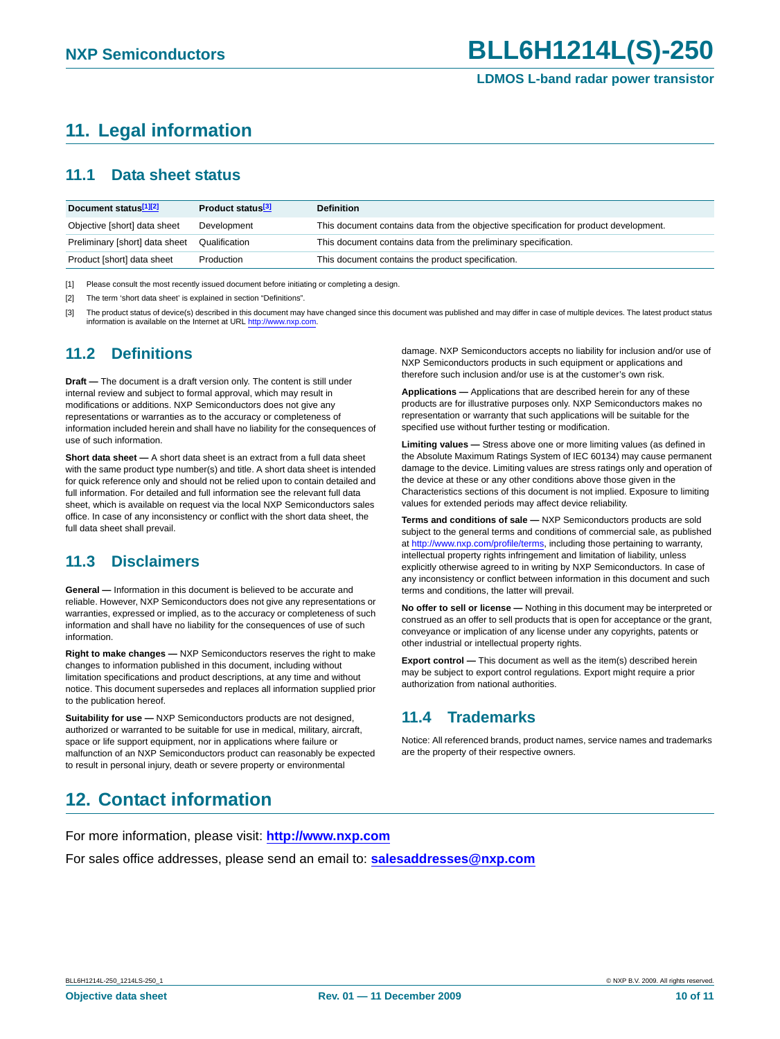# 11. Legal information

## 11.1 Data sheet status

| Document status[1][2] | Product status[3] | Definition |
|---|---|---|
| Objective [short] data sheet | Development | This document contains data from the objective specification for product development. |
| Preliminary [short] data sheet | Qualification | This document contains data from the preliminary specification. |
| Product [short] data sheet | Production | This document contains the product specification. |

[1] Please consult the most recently issued document before initiating or completing a design.

[2] The term 'short data sheet' is explained in section "Definitions".

[3] The product status of device(s) described in this document may have changed since this document was published and may differ in case of multiple devices. The latest product status information is available on the Internet at URL http://www.nxp.com.

## 11.2 Definitions

**Draft —** The document is a draft version only. The content is still under internal review and subject to formal approval, which may result in modifications or additions. NXP Semiconductors does not give any representations or warranties as to the accuracy or completeness of information included herein and shall have no liability for the consequences of use of such information.

**Short data sheet —** A short data sheet is an extract from a full data sheet with the same product type number(s) and title. A short data sheet is intended for quick reference only and should not be relied upon to contain detailed and full information. For detailed and full information see the relevant full data sheet, which is available on request via the local NXP Semiconductors sales office. In case of any inconsistency or conflict with the short data sheet, the full data sheet shall prevail.

## 11.3 Disclaimers

**General —** Information in this document is believed to be accurate and reliable. However, NXP Semiconductors does not give any representations or warranties, expressed or implied, as to the accuracy or completeness of such information and shall have no liability for the consequences of use of such information.

**Right to make changes —** NXP Semiconductors reserves the right to make changes to information published in this document, including without limitation specifications and product descriptions, at any time and without notice. This document supersedes and replaces all information supplied prior to the publication hereof.

**Suitability for use —** NXP Semiconductors products are not designed, authorized or warranted to be suitable for use in medical, military, aircraft, space or life support equipment, nor in applications where failure or malfunction of an NXP Semiconductors product can reasonably be expected to result in personal injury, death or severe property or environmental damage. NXP Semiconductors accepts no liability for inclusion and/or use of NXP Semiconductors products in such equipment or applications and therefore such inclusion and/or use is at the customer's own risk.

**Applications —** Applications that are described herein for any of these products are for illustrative purposes only. NXP Semiconductors makes no representation or warranty that such applications will be suitable for the specified use without further testing or modification.

**Limiting values —** Stress above one or more limiting values (as defined in the Absolute Maximum Ratings System of IEC 60134) may cause permanent damage to the device. Limiting values are stress ratings only and operation of the device at these or any other conditions above those given in the Characteristics sections of this document is not implied. Exposure to limiting values for extended periods may affect device reliability.

**Terms and conditions of sale —** NXP Semiconductors products are sold subject to the general terms and conditions of commercial sale, as published at http://www.nxp.com/profile/terms, including those pertaining to warranty, intellectual property rights infringement and limitation of liability, unless explicitly otherwise agreed to in writing by NXP Semiconductors. In case of any inconsistency or conflict between information in this document and such terms and conditions, the latter will prevail.

**No offer to sell or license —** Nothing in this document may be interpreted or construed as an offer to sell products that is open for acceptance or the grant, conveyance or implication of any license under any copyrights, patents or other industrial or intellectual property rights.

**Export control —** This document as well as the item(s) described herein may be subject to export control regulations. Export might require a prior authorization from national authorities.

## 11.4 Trademarks

Notice: All referenced brands, product names, service names and trademarks are the property of their respective owners.

# 12. Contact information

For more information, please visit: **http://www.nxp.com**

For sales office addresses, please send an email to: **salesaddresses@nxp.com**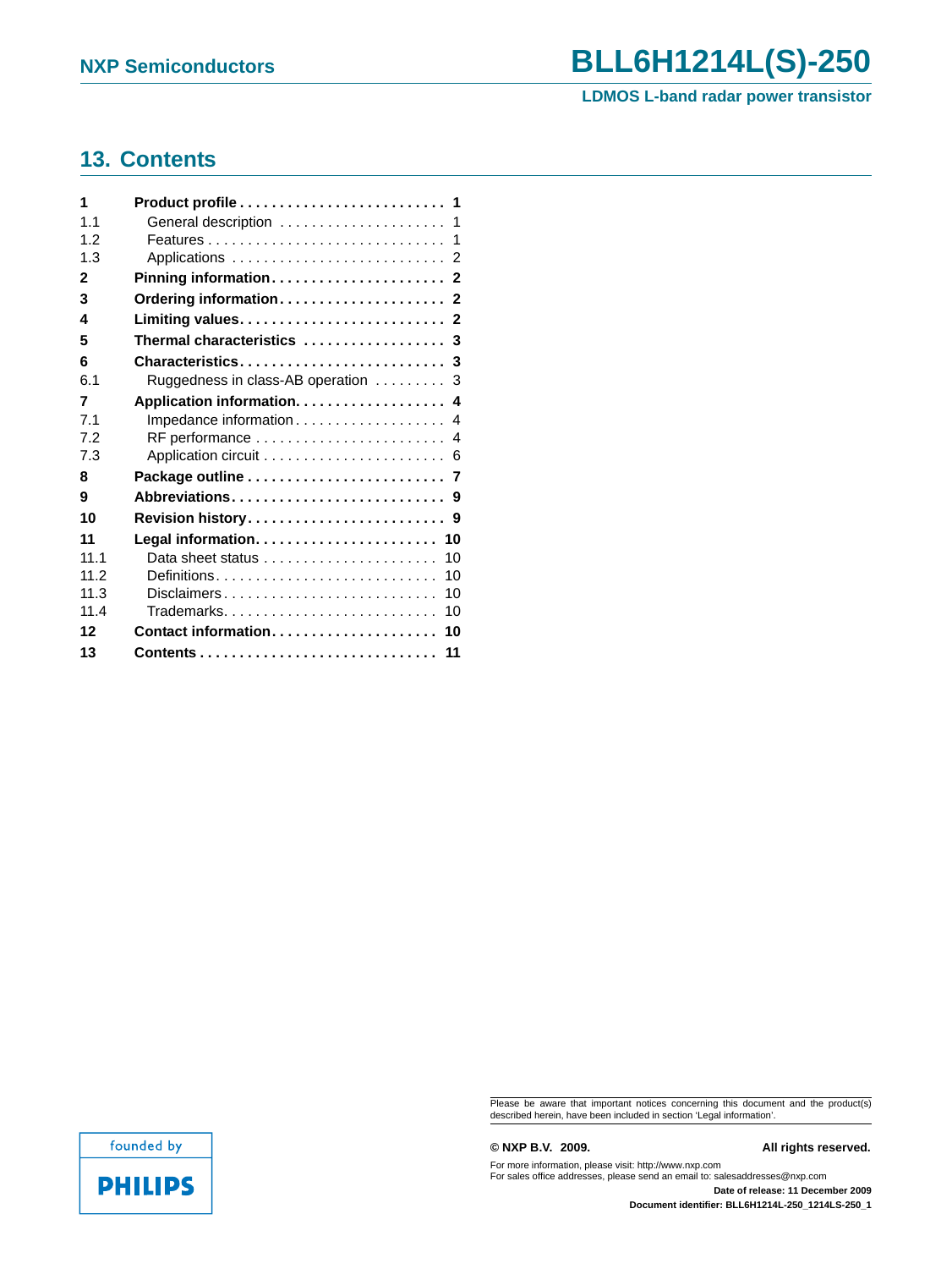## 13. Contents

| | | |
|---|---|---|
| **1** | **Product profile** | **1** |
| 1.1 | General description | 1 |
| 1.2 | Features | 1 |
| 1.3 | Applications | 2 |
| **2** | **Pinning information** | **2** |
| **3** | **Ordering information** | **2** |
| **4** | **Limiting values** | **2** |
| **5** | **Thermal characteristics** | **3** |
| **6** | **Characteristics** | **3** |
| 6.1 | Ruggedness in class-AB operation | 3 |
| **7** | **Application information** | **4** |
| 7.1 | Impedance information | 4 |
| 7.2 | RF performance | 4 |
| 7.3 | Application circuit | 6 |
| **8** | **Package outline** | **7** |
| **9** | **Abbreviations** | **9** |
| **10** | **Revision history** | **9** |
| **11** | **Legal information** | **10** |
| 11.1 | Data sheet status | 10 |
| 11.2 | Definitions | 10 |
| 11.3 | Disclaimers | 10 |
| 11.4 | Trademarks | 10 |
| **12** | **Contact information** | **10** |
| **13** | **Contents** | **11** |

Please be aware that important notices concerning this document and the product(s) described herein, have been included in section 'Legal information'.

**© NXP B.V. 2009. All rights reserved.**

For more information, please visit: http://www.nxp.com
For sales office addresses, please send an email to: salesaddresses@nxp.com

**Date of release: 11 December 2009**

**Document identifier: BLL6H1214L-250_1214LS-250_1**